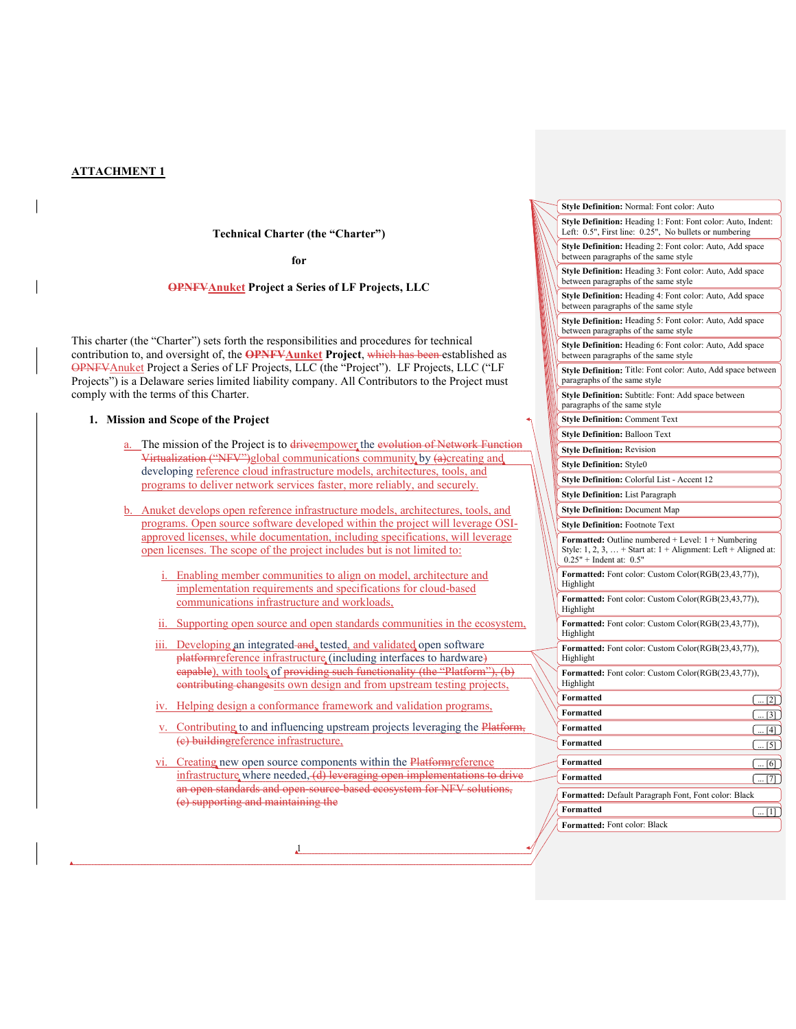**ATTACHMENT 1**

**Technical Charter (the "Charter")**

**for**

**Anuket Project a Series of LF Projects, LLC**

This charter (the "Charter") sets forth the responsibilities and procedures for technical contribution to, and oversight of, the **Anuket Project**, established as Anuket Project a Series of LF Projects, LLC (the "Project"). LF Projects, LLC ("LF Projects") is a Delaware series limited liability company. All Contributors to the Project must comply with the terms of this Charter.

1. **Mission and Scope of the Project**

   a. The mission of the Project is to empower the global communications community by creating and developing reference cloud infrastructure models, architectures, tools, and programs to deliver network services faster, more reliably, and securely.

   b. Anuket develops open reference infrastructure models, architectures, tools, and programs. Open source software developed within the project will leverage OSI-approved licenses, while documentation, including specifications, will leverage open licenses. The scope of the project includes but is not limited to:

      i. Enabling member communities to align on model, architecture and implementation requirements and specifications for cloud-based communications infrastructure and workloads,

      ii. Supporting open source and open standards communities in the ecosystem,

      iii. Developing an integrated, tested, and validated open software reference infrastructure (including interfaces to hardware), with tools of its own design and from upstream testing projects,

      iv. Helping design a conformance framework and validation programs,

      v. Contributing to and influencing upstream projects leveraging the reference infrastructure,

      vi. Creating new open source components within the reference infrastructure where needed,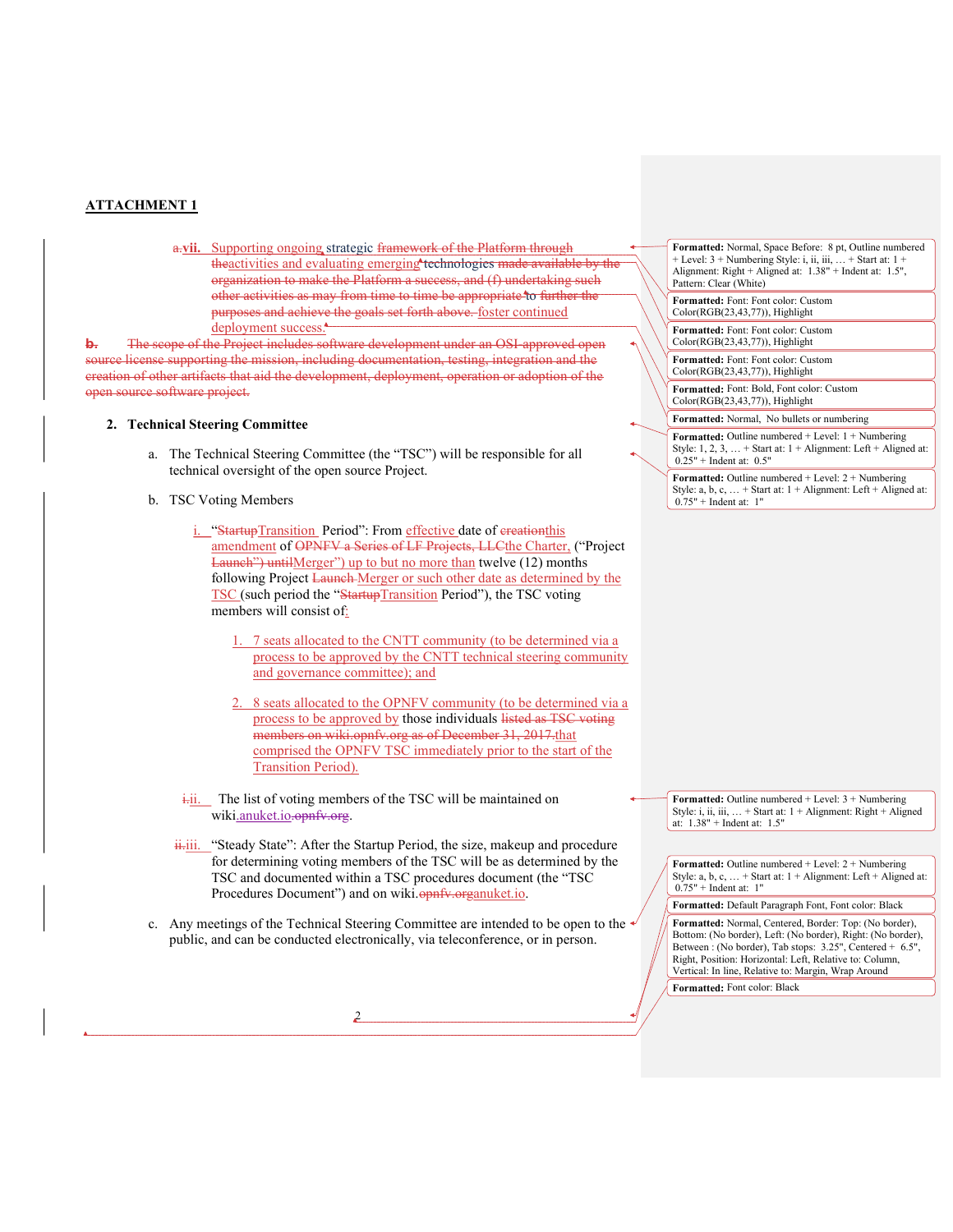**ATTACHMENT 1**

a.vii. Supporting ongoing strategic framework of the Platform through theactivities and evaluating emerging technologies made available by the organization to make the Platform a success, and (f) undertaking such other activities as may from time to time be appropriate to further the purposes and achieve the goals set forth above. foster continued deployment success.

b. The scope of the Project includes software development under an OSI-approved open source license supporting the mission, including documentation, testing, integration and the creation of other artifacts that aid the development, deployment, operation or adoption of the open source software project.

2. **Technical Steering Committee**

   a. The Technical Steering Committee (the "TSC") will be responsible for all technical oversight of the open source Project.

   b. TSC Voting Members

      i. "StartupTransition Period": From effective date of creationthis amendment of OPNFV a Series of LF Projects, LLCthe Charter, ("Project Launch") untilMerger") up to but no more than twelve (12) months following Project Launch Merger or such other date as determined by the TSC (such period the "StartupTransition Period"), the TSC voting members will consist of:

         1. 7 seats allocated to the CNTT community (to be determined via a process to be approved by the CNTT technical steering community and governance committee); and

         2. 8 seats allocated to the OPNFV community (to be determined via a process to be approved by those individuals listed as TSC voting members on wiki.opnfv.org as of December 31, 2017.that comprised the OPNFV TSC immediately prior to the start of the Transition Period).

      i.ii. The list of voting members of the TSC will be maintained on wiki.anuket.io.opnfv.org.

      ii.iii. "Steady State": After the Startup Period, the size, makeup and procedure for determining voting members of the TSC will be as determined by the TSC and documented within a TSC procedures document (the "TSC Procedures Document") and on wiki.opnfv.organuket.io.

   c. Any meetings of the Technical Steering Committee are intended to be open to the public, and can be conducted electronically, via teleconference, or in person.

Formatted: Normal, Space Before: 8 pt, Outline numbered + Level: 3 + Numbering Style: i, ii, iii, … + Start at: 1 + Alignment: Right + Aligned at: 1.38" + Indent at: 1.5", Pattern: Clear (White)

Formatted: Font: Font color: Custom Color(RGB(23,43,77)), Highlight

Formatted: Font: Font color: Custom Color(RGB(23,43,77)), Highlight

Formatted: Font: Font color: Custom Color(RGB(23,43,77)), Highlight

Formatted: Font: Bold, Font color: Custom Color(RGB(23,43,77)), Highlight

Formatted: Normal, No bullets or numbering

Formatted: Outline numbered + Level: 1 + Numbering Style: 1, 2, 3, … + Start at: 1 + Alignment: Left + Aligned at: 0.25" + Indent at: 0.5"

Formatted: Outline numbered + Level: 2 + Numbering Style: a, b, c, … + Start at: 1 + Alignment: Left + Aligned at: 0.75" + Indent at: 1"

Formatted: Outline numbered + Level: 3 + Numbering Style: i, ii, iii, … + Start at: 1 + Alignment: Right + Aligned at: 1.38" + Indent at: 1.5"

Formatted: Outline numbered + Level: 2 + Numbering Style: a, b, c, … + Start at: 1 + Alignment: Left + Aligned at: 0.75" + Indent at: 1"

Formatted: Default Paragraph Font, Font color: Black

Formatted: Normal, Centered, Border: Top: (No border), Bottom: (No border), Left: (No border), Right: (No border), Between : (No border), Tab stops: 3.25", Centered + 6.5", Right, Position: Horizontal: Left, Relative to: Column, Vertical: In line, Relative to: Margin, Wrap Around

Formatted: Font color: Black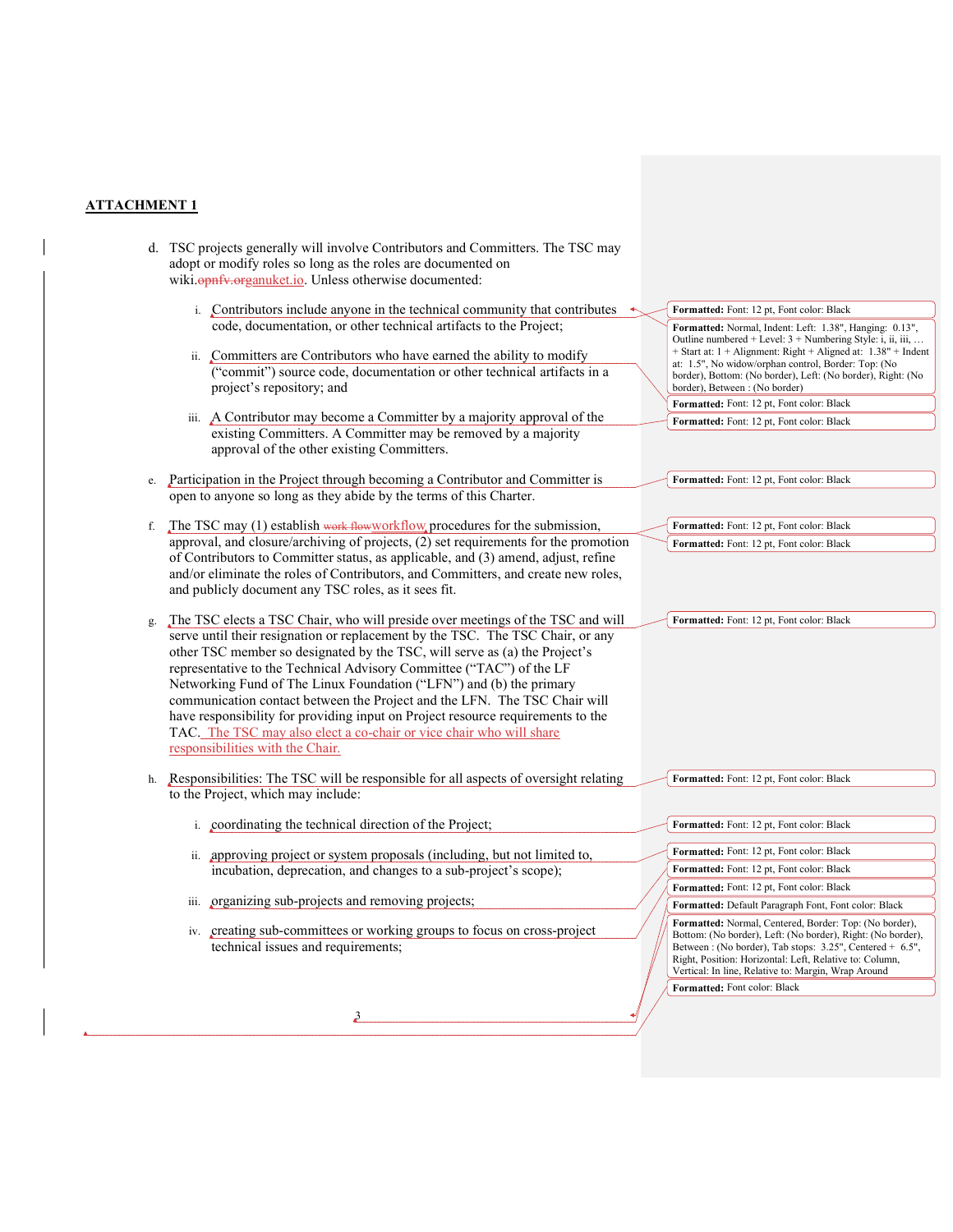**ATTACHMENT 1**

d. TSC projects generally will involve Contributors and Committers. The TSC may adopt or modify roles so long as the roles are documented on wiki.~~opnfv.org~~anuket.io. Unless otherwise documented:

   i. Contributors include anyone in the technical community that contributes code, documentation, or other technical artifacts to the Project;

   ii. Committers are Contributors who have earned the ability to modify ("commit") source code, documentation or other technical artifacts in a project's repository; and

   iii. A Contributor may become a Committer by a majority approval of the existing Committers. A Committer may be removed by a majority approval of the other existing Committers.

e. Participation in the Project through becoming a Contributor and Committer is open to anyone so long as they abide by the terms of this Charter.

f. The TSC may (1) establish ~~work flow~~workflow procedures for the submission, approval, and closure/archiving of projects, (2) set requirements for the promotion of Contributors to Committer status, as applicable, and (3) amend, adjust, refine and/or eliminate the roles of Contributors, and Committers, and create new roles, and publicly document any TSC roles, as it sees fit.

g. The TSC elects a TSC Chair, who will preside over meetings of the TSC and will serve until their resignation or replacement by the TSC. The TSC Chair, or any other TSC member so designated by the TSC, will serve as (a) the Project's representative to the Technical Advisory Committee ("TAC") of the LF Networking Fund of The Linux Foundation ("LFN") and (b) the primary communication contact between the Project and the LFN. The TSC Chair will have responsibility for providing input on Project resource requirements to the TAC. The TSC may also elect a co-chair or vice chair who will share responsibilities with the Chair.

h. Responsibilities: The TSC will be responsible for all aspects of oversight relating to the Project, which may include:

   i. coordinating the technical direction of the Project;

   ii. approving project or system proposals (including, but not limited to, incubation, deprecation, and changes to a sub-project's scope);

   iii. organizing sub-projects and removing projects;

   iv. creating sub-committees or working groups to focus on cross-project technical issues and requirements;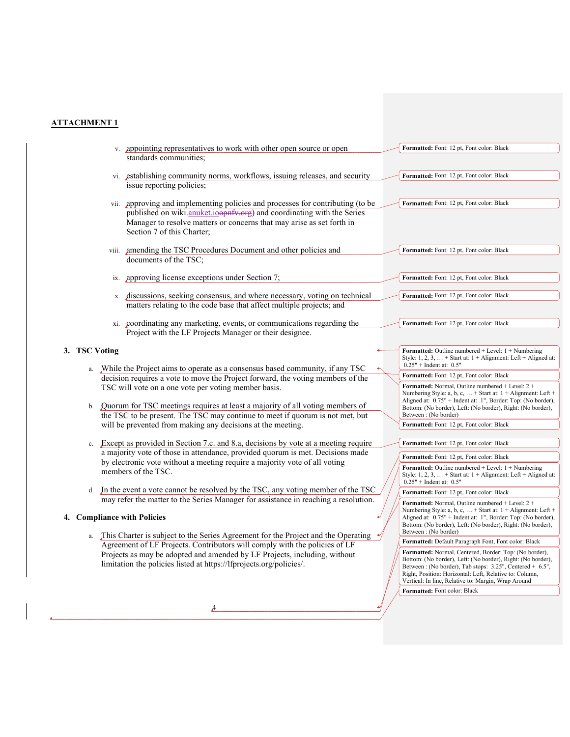**ATTACHMENT 1**

v. appointing representatives to work with other open source or open standards communities;

vi. establishing community norms, workflows, issuing releases, and security issue reporting policies;

vii. approving and implementing policies and processes for contributing (to be published on wiki.anuket.io~~opnfv.org~~) and coordinating with the Series Manager to resolve matters or concerns that may arise as set forth in Section 7 of this Charter;

viii. amending the TSC Procedures Document and other policies and documents of the TSC;

ix. approving license exceptions under Section 7;

x. discussions, seeking consensus, and where necessary, voting on technical matters relating to the code base that affect multiple projects; and

xi. coordinating any marketing, events, or communications regarding the Project with the LF Projects Manager or their designee.

**3. TSC Voting**

a. While the Project aims to operate as a consensus based community, if any TSC decision requires a vote to move the Project forward, the voting members of the TSC will vote on a one vote per voting member basis.

b. Quorum for TSC meetings requires at least a majority of all voting members of the TSC to be present. The TSC may continue to meet if quorum is not met, but will be prevented from making any decisions at the meeting.

c. Except as provided in Section 7.c. and 8.a, decisions by vote at a meeting require a majority vote of those in attendance, provided quorum is met. Decisions made by electronic vote without a meeting require a majority vote of all voting members of the TSC.

d. In the event a vote cannot be resolved by the TSC, any voting member of the TSC may refer the matter to the Series Manager for assistance in reaching a resolution.

**4. Compliance with Policies**

a. This Charter is subject to the Series Agreement for the Project and the Operating Agreement of LF Projects. Contributors will comply with the policies of LF Projects as may be adopted and amended by LF Projects, including, without limitation the policies listed at https://lfprojects.org/policies/.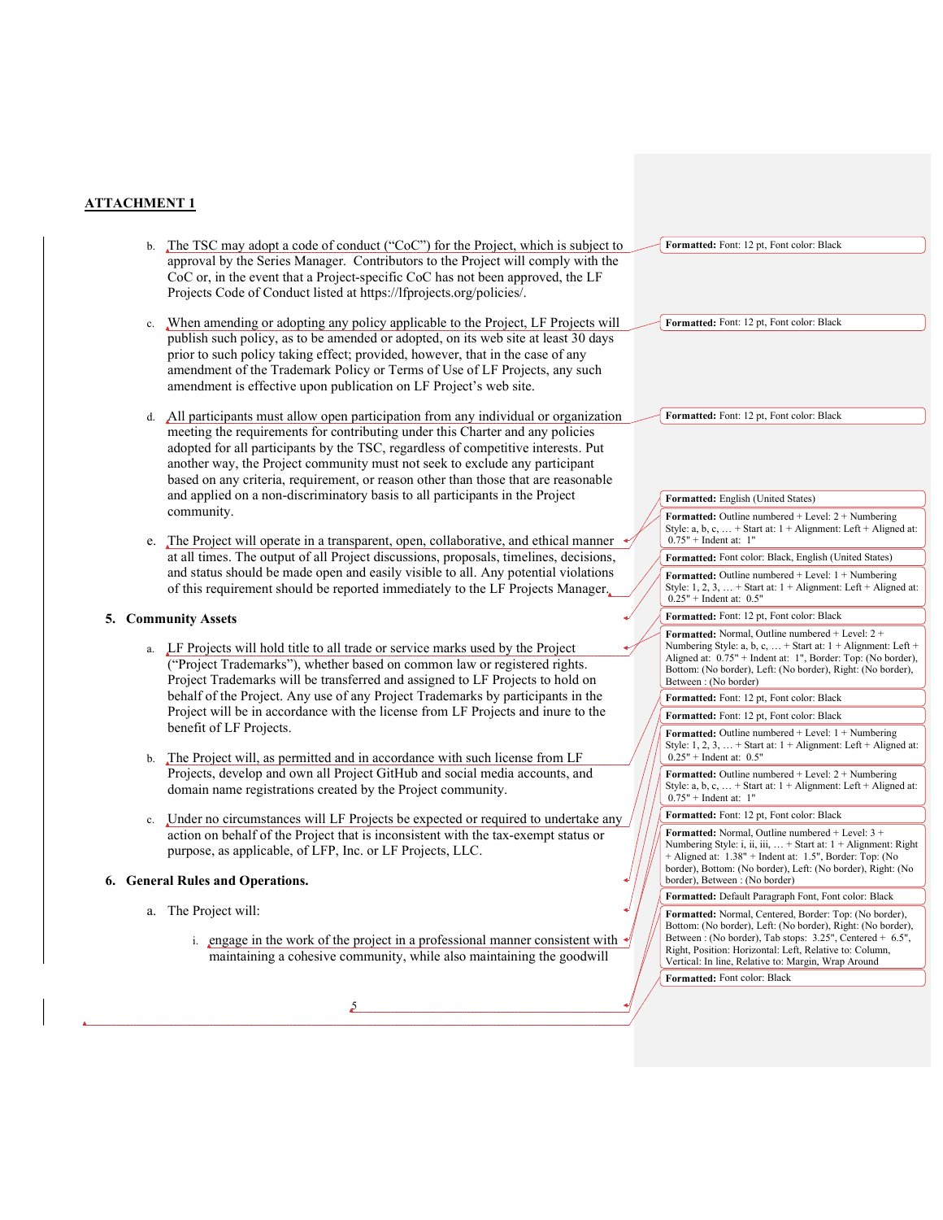## ATTACHMENT 1

b. The TSC may adopt a code of conduct ("CoC") for the Project, which is subject to approval by the Series Manager. Contributors to the Project will comply with the CoC or, in the event that a Project-specific CoC has not been approved, the LF Projects Code of Conduct listed at https://lfprojects.org/policies/.

c. When amending or adopting any policy applicable to the Project, LF Projects will publish such policy, as to be amended or adopted, on its web site at least 30 days prior to such policy taking effect; provided, however, that in the case of any amendment of the Trademark Policy or Terms of Use of LF Projects, any such amendment is effective upon publication on LF Project's web site.

d. All participants must allow open participation from any individual or organization meeting the requirements for contributing under this Charter and any policies adopted for all participants by the TSC, regardless of competitive interests. Put another way, the Project community must not seek to exclude any participant based on any criteria, requirement, or reason other than those that are reasonable and applied on a non-discriminatory basis to all participants in the Project community.

e. The Project will operate in a transparent, open, collaborative, and ethical manner at all times. The output of all Project discussions, proposals, timelines, decisions, and status should be made open and easily visible to all. Any potential violations of this requirement should be reported immediately to the LF Projects Manager.

**5. Community Assets**

a. LF Projects will hold title to all trade or service marks used by the Project ("Project Trademarks"), whether based on common law or registered rights. Project Trademarks will be transferred and assigned to LF Projects to hold on behalf of the Project. Any use of any Project Trademarks by participants in the Project will be in accordance with the license from LF Projects and inure to the benefit of LF Projects.

b. The Project will, as permitted and in accordance with such license from LF Projects, develop and own all Project GitHub and social media accounts, and domain name registrations created by the Project community.

c. Under no circumstances will LF Projects be expected or required to undertake any action on behalf of the Project that is inconsistent with the tax-exempt status or purpose, as applicable, of LFP, Inc. or LF Projects, LLC.

**6. General Rules and Operations.**

a. The Project will:

i. engage in the work of the project in a professional manner consistent with maintaining a cohesive community, while also maintaining the goodwill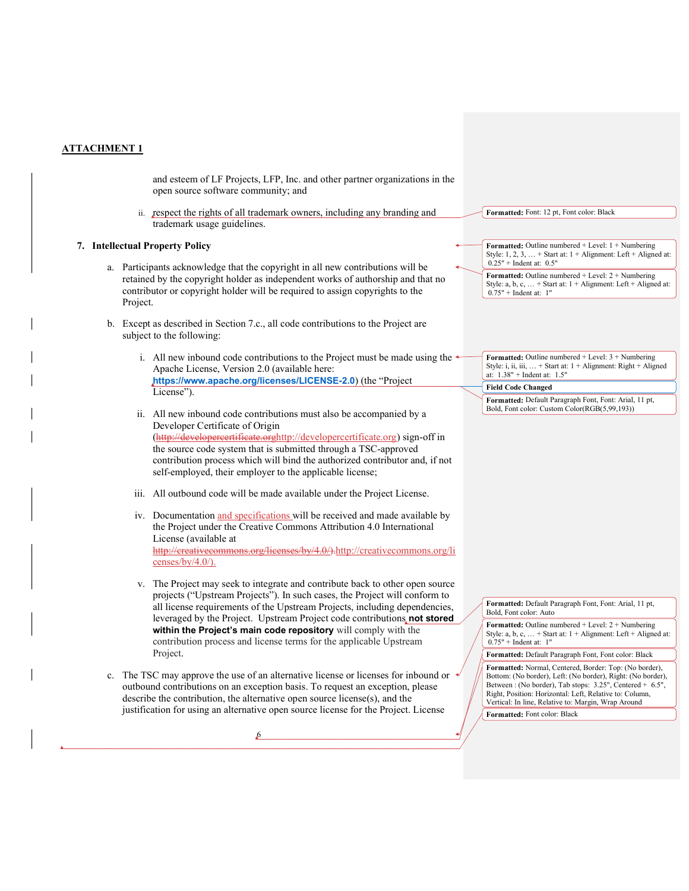**ATTACHMENT 1**

and esteem of LF Projects, LFP, Inc. and other partner organizations in the open source software community; and

ii. respect the rights of all trademark owners, including any branding and trademark usage guidelines.

## 7. Intellectual Property Policy

a. Participants acknowledge that the copyright in all new contributions will be retained by the copyright holder as independent works of authorship and that no contributor or copyright holder will be required to assign copyrights to the Project.

b. Except as described in Section 7.c., all code contributions to the Project are subject to the following:

i. All new inbound code contributions to the Project must be made using the Apache License, Version 2.0 (available here: **https://www.apache.org/licenses/LICENSE-2.0**) (the "Project License").

ii. All new inbound code contributions must also be accompanied by a Developer Certificate of Origin (~~http://developercertificate.org~~http://developercertificate.org) sign-off in the source code system that is submitted through a TSC-approved contribution process which will bind the authorized contributor and, if not self-employed, their employer to the applicable license;

iii. All outbound code will be made available under the Project License.

iv. Documentation and specifications will be received and made available by the Project under the Creative Commons Attribution 4.0 International License (available at ~~http://creativecommons.org/licenses/by/4.0/).~~http://creativecommons.org/licenses/by/4.0/).

v. The Project may seek to integrate and contribute back to other open source projects ("Upstream Projects"). In such cases, the Project will conform to all license requirements of the Upstream Projects, including dependencies, leveraged by the Project. Upstream Project code contributions **not stored within the Project's main code repository** will comply with the contribution process and license terms for the applicable Upstream Project.

c. The TSC may approve the use of an alternative license or licenses for inbound or outbound contributions on an exception basis. To request an exception, please describe the contribution, the alternative open source license(s), and the justification for using an alternative open source license for the Project. License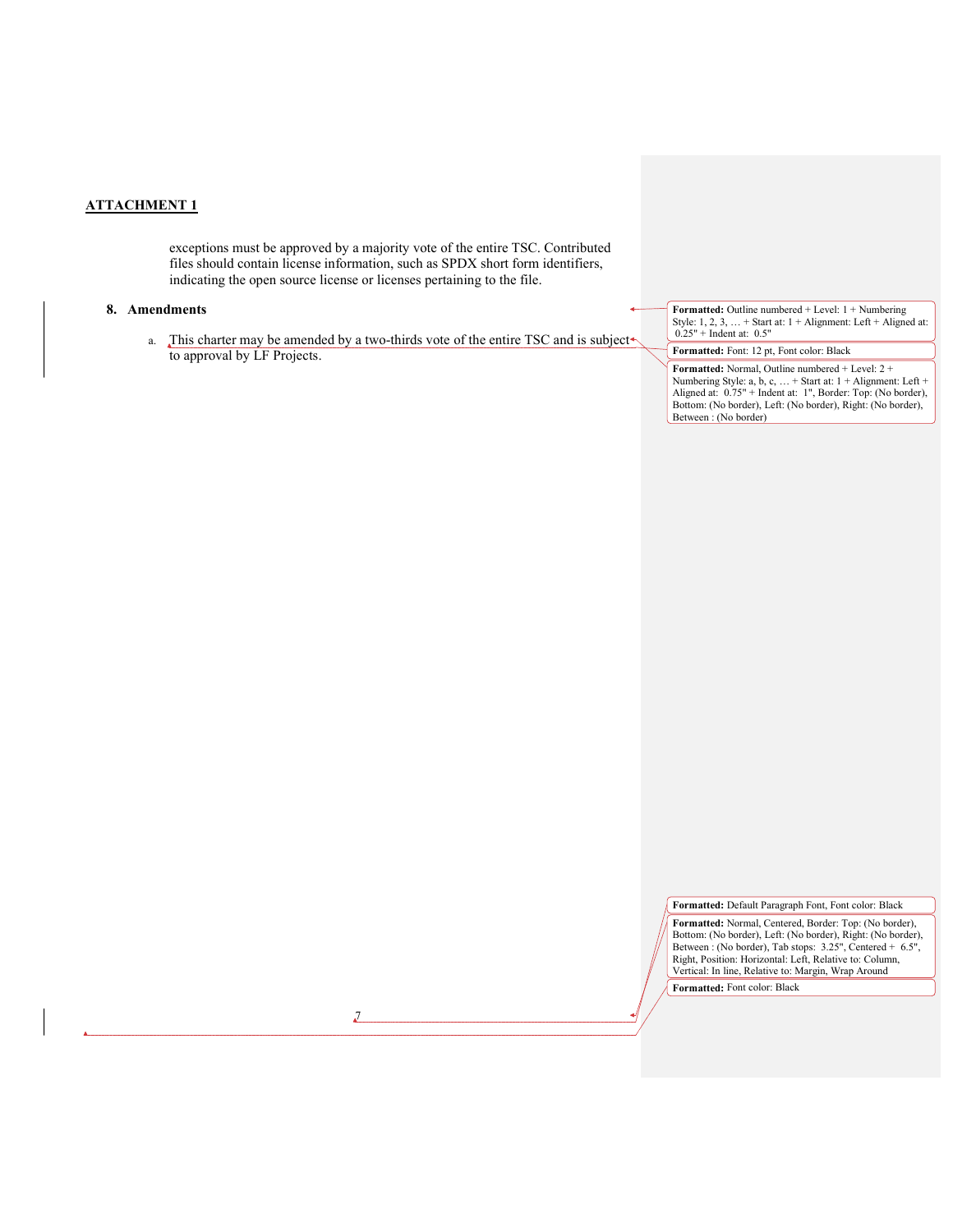**ATTACHMENT 1**

exceptions must be approved by a majority vote of the entire TSC. Contributed files should contain license information, such as SPDX short form identifiers, indicating the open source license or licenses pertaining to the file.

**8. Amendments**

a. This charter may be amended by a two-thirds vote of the entire TSC and is subject to approval by LF Projects.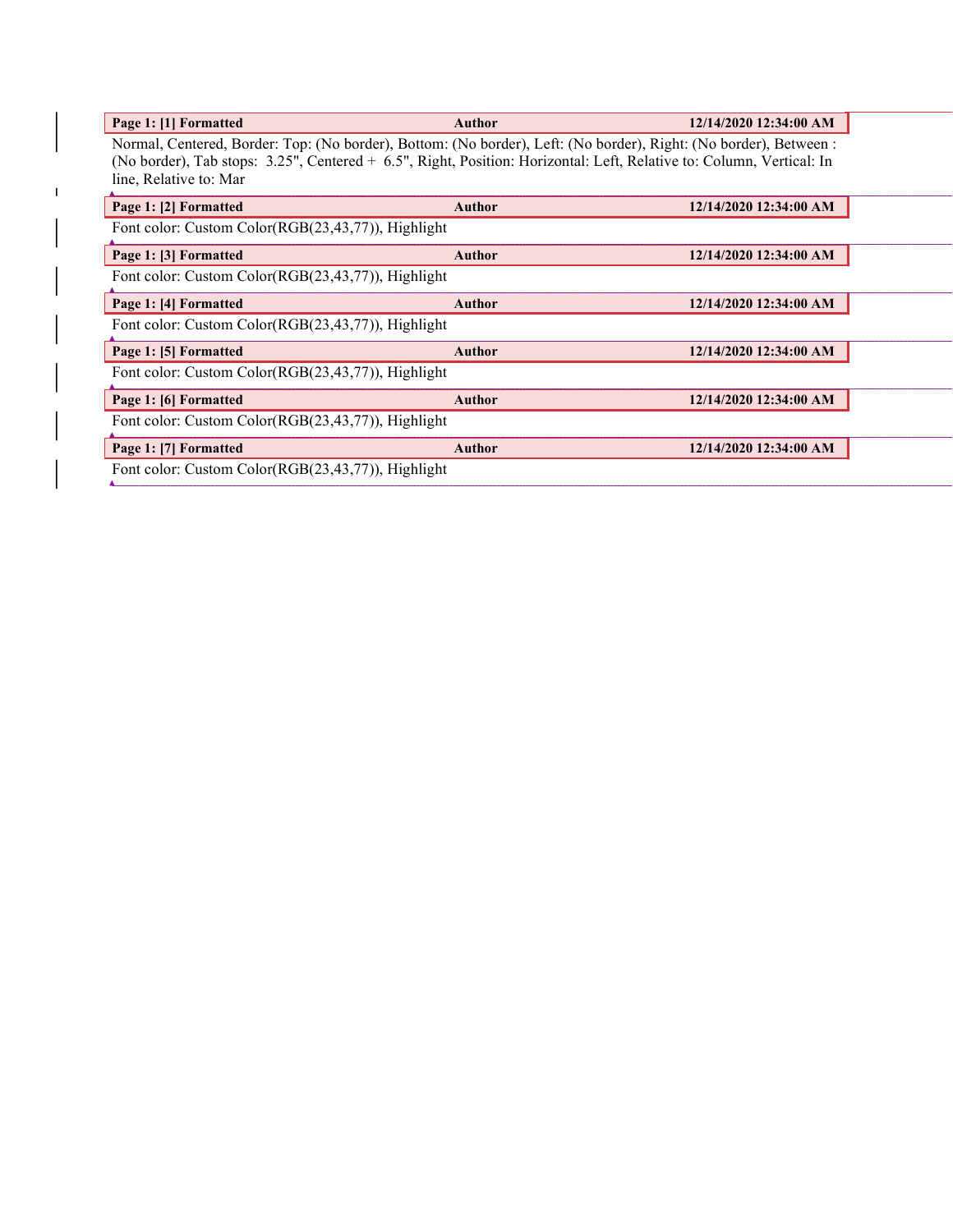| Page 1: [1] Formatted | Author | 12/14/2020 12:34:00 AM |
|---|---|---|

Normal, Centered, Border: Top: (No border), Bottom: (No border), Left: (No border), Right: (No border), Between : (No border), Tab stops: 3.25", Centered + 6.5", Right, Position: Horizontal: Left, Relative to: Column, Vertical: In line, Relative to: Mar

| Page 1: [2] Formatted | Author | 12/14/2020 12:34:00 AM |
|---|---|---|

Font color: Custom Color(RGB(23,43,77)), Highlight

| Page 1: [3] Formatted | Author | 12/14/2020 12:34:00 AM |
|---|---|---|

Font color: Custom Color(RGB(23,43,77)), Highlight

| Page 1: [4] Formatted | Author | 12/14/2020 12:34:00 AM |
|---|---|---|

Font color: Custom Color(RGB(23,43,77)), Highlight

| Page 1: [5] Formatted | Author | 12/14/2020 12:34:00 AM |
|---|---|---|

Font color: Custom Color(RGB(23,43,77)), Highlight

| Page 1: [6] Formatted | Author | 12/14/2020 12:34:00 AM |
|---|---|---|

Font color: Custom Color(RGB(23,43,77)), Highlight

| Page 1: [7] Formatted | Author | 12/14/2020 12:34:00 AM |
|---|---|---|

Font color: Custom Color(RGB(23,43,77)), Highlight